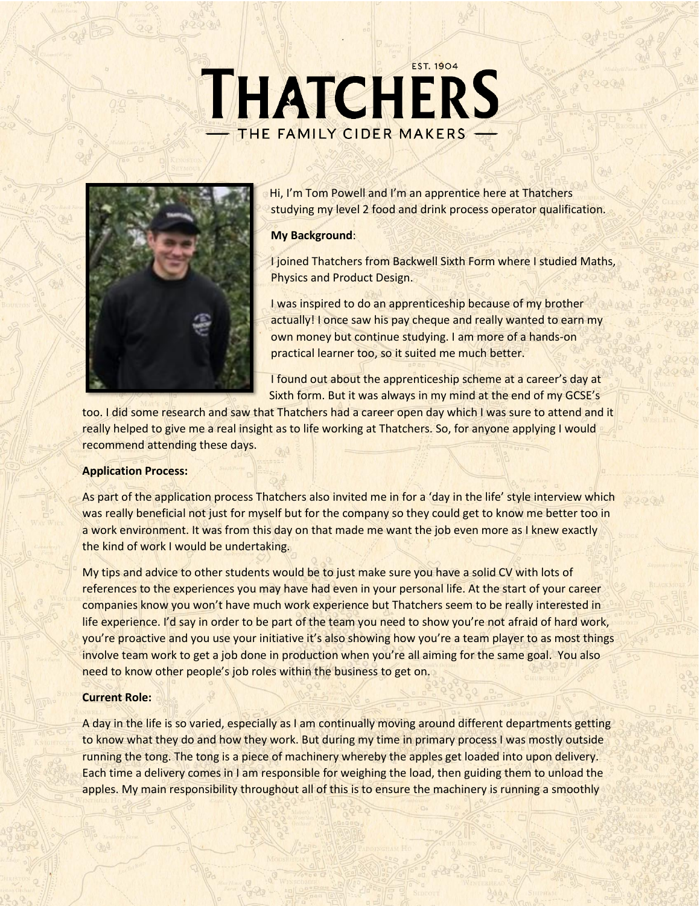# THATCHERS

EST. 1904

— THE FAMILY CIDER MAKERS —

Hi, I'm Tom Powell and I'm an apprentice here at Thatchers studying my level 2 food and drink process operator qualification.

**My Background**:

I joined Thatchers from Backwell Sixth Form where I studied Maths, Physics and Product Design.

I was inspired to do an apprenticeship because of my brother actually! I once saw his pay cheque and really wanted to earn my own money but continue studying. I am more of a hands-on practical learner too, so it suited me much better.

I found out about the apprenticeship scheme at a career's day at Sixth form. But it was always in my mind at the end of my GCSE's too. I did some research and saw that Thatchers had a career open day which I was sure to attend and it really helped to give me a real insight as to life working at Thatchers. So, for anyone applying I would recommend attending these days.

**Application Process:**

As part of the application process Thatchers also invited me in for a 'day in the life' style interview which was really beneficial not just for myself but for the company so they could get to know me better too in a work environment. It was from this day on that made me want the job even more as I knew exactly the kind of work I would be undertaking.

My tips and advice to other students would be to just make sure you have a solid CV with lots of references to the experiences you may have had even in your personal life. At the start of your career companies know you won't have much work experience but Thatchers seem to be really interested in life experience. I'd say in order to be part of the team you need to show you're not afraid of hard work, you're proactive and you use your initiative it's also showing how you're a team player to as most things involve team work to get a job done in production when you're all aiming for the same goal. You also need to know other people's job roles within the business to get on.

**Current Role:**

A day in the life is so varied, especially as I am continually moving around different departments getting to know what they do and how they work. But during my time in primary process I was mostly outside running the tong. The tong is a piece of machinery whereby the apples get loaded into upon delivery. Each time a delivery comes in I am responsible for weighing the load, then guiding them to unload the apples. My main responsibility throughout all of this is to ensure the machinery is running a smoothly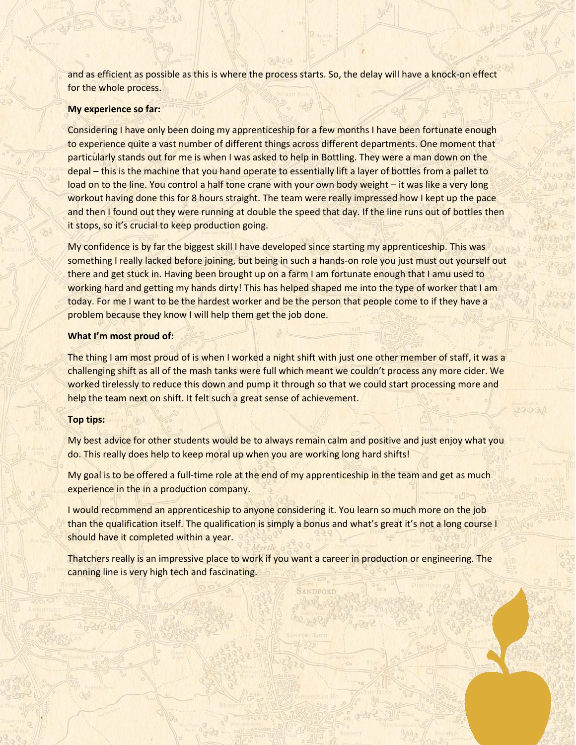and as efficient as possible as this is where the process starts. So, the delay will have a knock-on effect for the whole process.

**My experience so far:**

Considering I have only been doing my apprenticeship for a few months I have been fortunate enough to experience quite a vast number of different things across different departments. One moment that particularly stands out for me is when I was asked to help in Bottling. They were a man down on the depal – this is the machine that you hand operate to essentially lift a layer of bottles from a pallet to load on to the line. You control a half tone crane with your own body weight – it was like a very long workout having done this for 8 hours straight. The team were really impressed how I kept up the pace and then I found out they were running at double the speed that day. If the line runs out of bottles then it stops, so it's crucial to keep production going.

My confidence is by far the biggest skill I have developed since starting my apprenticeship. This was something I really lacked before joining, but being in such a hands-on role you just must out yourself out there and get stuck in. Having been brought up on a farm I am fortunate enough that I amu used to working hard and getting my hands dirty! This has helped shaped me into the type of worker that I am today. For me I want to be the hardest worker and be the person that people come to if they have a problem because they know I will help them get the job done.

**What I'm most proud of:**

The thing I am most proud of is when I worked a night shift with just one other member of staff, it was a challenging shift as all of the mash tanks were full which meant we couldn't process any more cider. We worked tirelessly to reduce this down and pump it through so that we could start processing more and help the team next on shift. It felt such a great sense of achievement.

**Top tips:**

My best advice for other students would be to always remain calm and positive and just enjoy what you do. This really does help to keep moral up when you are working long hard shifts!

My goal is to be offered a full-time role at the end of my apprenticeship in the team and get as much experience in the in a production company.

I would recommend an apprenticeship to anyone considering it. You learn so much more on the job than the qualification itself. The qualification is simply a bonus and what's great it's not a long course I should have it completed within a year.

Thatchers really is an impressive place to work if you want a career in production or engineering. The canning line is very high tech and fascinating.